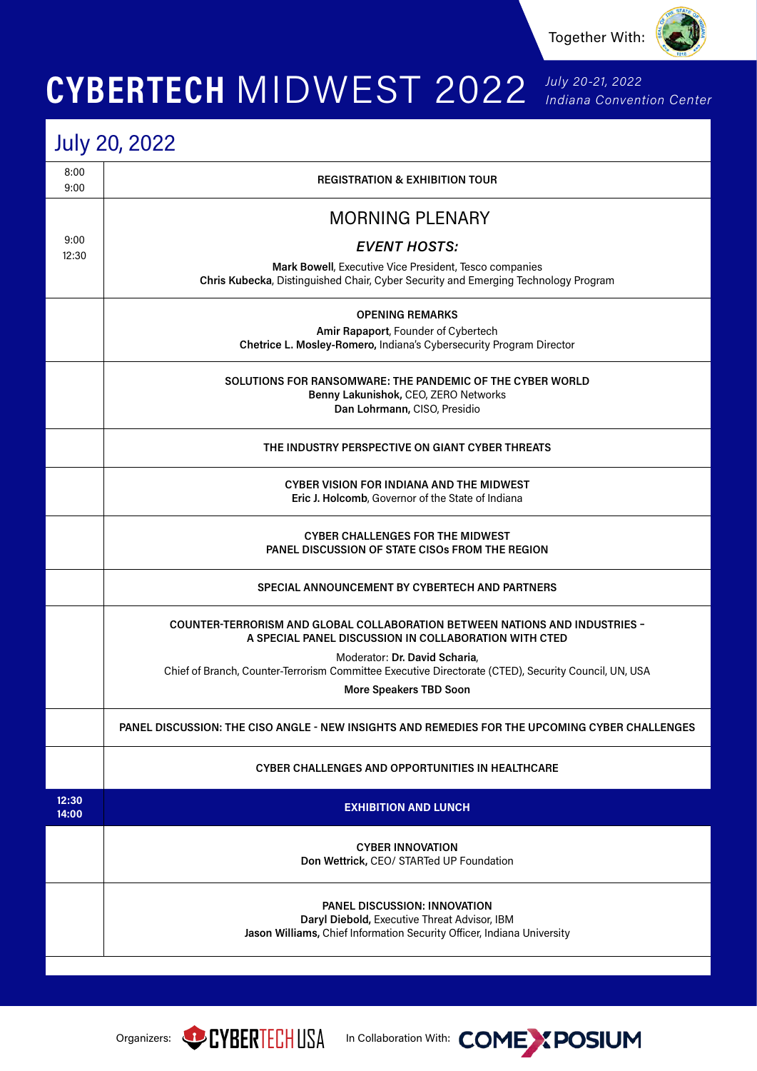Together With:

# CYBERTECH MIDWEST 2022

*July 20-21, 2022*
*Indiana Convention Center*

## July 20, 2022

| Time | Session |
| --- | --- |
| 8:00 9:00 | **REGISTRATION & EXHIBITION TOUR** |
| 9:00 12:30 | MORNING PLENARY<br>***EVENT HOSTS:***<br>**Mark Bowell**, Executive Vice President, Tesco companies<br>**Chris Kubecka**, Distinguished Chair, Cyber Security and Emerging Technology Program |
| | **OPENING REMARKS**<br>**Amir Rapaport**, Founder of Cybertech<br>**Chetrice L. Mosley-Romero,** Indiana's Cybersecurity Program Director |
| | **SOLUTIONS FOR RANSOMWARE: THE PANDEMIC OF THE CYBER WORLD**<br>**Benny Lakunishok,** CEO, ZERO Networks<br>**Dan Lohrmann,** CISO, Presidio |
| | **THE INDUSTRY PERSPECTIVE ON GIANT CYBER THREATS** |
| | **CYBER VISION FOR INDIANA AND THE MIDWEST**<br>**Eric J. Holcomb**, Governor of the State of Indiana |
| | **CYBER CHALLENGES FOR THE MIDWEST**<br>**PANEL DISCUSSION OF STATE CISOs FROM THE REGION** |
| | **SPECIAL ANNOUNCEMENT BY CYBERTECH AND PARTNERS** |
| | **COUNTER-TERRORISM AND GLOBAL COLLABORATION BETWEEN NATIONS AND INDUSTRIES - A SPECIAL PANEL DISCUSSION IN COLLABORATION WITH CTED**<br>Moderator: **Dr. David Scharia**,<br>Chief of Branch, Counter-Terrorism Committee Executive Directorate (CTED), Security Council, UN, USA<br>**More Speakers TBD Soon** |
| | **PANEL DISCUSSION: THE CISO ANGLE - NEW INSIGHTS AND REMEDIES FOR THE UPCOMING CYBER CHALLENGES** |
| | **CYBER CHALLENGES AND OPPORTUNITIES IN HEALTHCARE** |
| **12:30 14:00** | **EXHIBITION AND LUNCH** |
| | **CYBER INNOVATION**<br>**Don Wettrick,** CEO/ STARTed UP Foundation |
| | **PANEL DISCUSSION: INNOVATION**<br>**Daryl Diebold,** Executive Threat Advisor, IBM<br>**Jason Williams,** Chief Information Security Officer, Indiana University |

Organizers: CYBERTECH USA    In Collaboration With: COMEXPOSIUM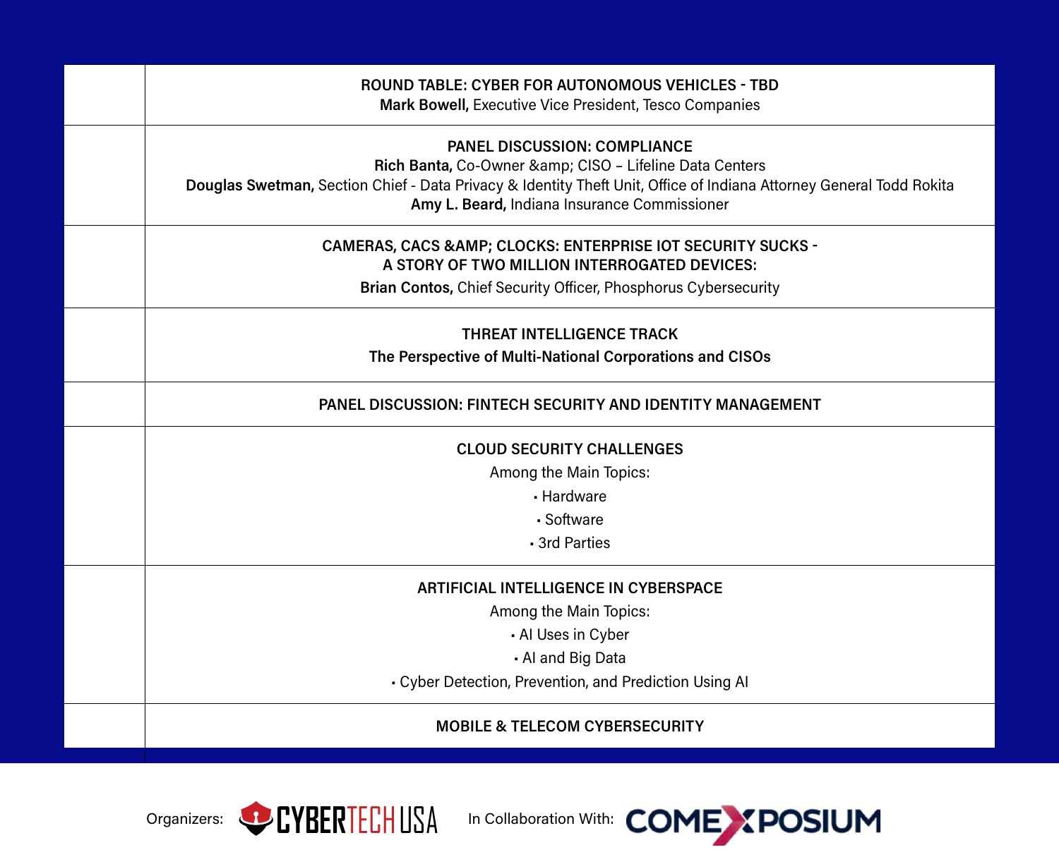| | |
|---|---|
| | **ROUND TABLE: CYBER FOR AUTONOMOUS VEHICLES - TBD**<br>**Mark Bowell,** Executive Vice President, Tesco Companies |
| | **PANEL DISCUSSION: COMPLIANCE**<br>**Rich Banta,** Co-Owner &amp; CISO – Lifeline Data Centers<br>**Douglas Swetman,** Section Chief - Data Privacy & Identity Theft Unit, Office of Indiana Attorney General Todd Rokita<br>**Amy L. Beard,** Indiana Insurance Commissioner |
| | **CAMERAS, CACS &AMP; CLOCKS: ENTERPRISE IOT SECURITY SUCKS - A STORY OF TWO MILLION INTERROGATED DEVICES:**<br>**Brian Contos,** Chief Security Officer, Phosphorus Cybersecurity |
| | **THREAT INTELLIGENCE TRACK**<br>**The Perspective of Multi-National Corporations and CISOs** |
| | **PANEL DISCUSSION: FINTECH SECURITY AND IDENTITY MANAGEMENT** |
| | **CLOUD SECURITY CHALLENGES**<br>Among the Main Topics:<br>▪ Hardware<br>▪ Software<br>▪ 3rd Parties |
| | **ARTIFICIAL INTELLIGENCE IN CYBERSPACE**<br>Among the Main Topics:<br>▪ AI Uses in Cyber<br>▪ AI and Big Data<br>▪ Cyber Detection, Prevention, and Prediction Using AI |
| | **MOBILE & TELECOM CYBERSECURITY** |

Organizers: CYBERTECH USA In Collaboration With: COMEXPOSIUM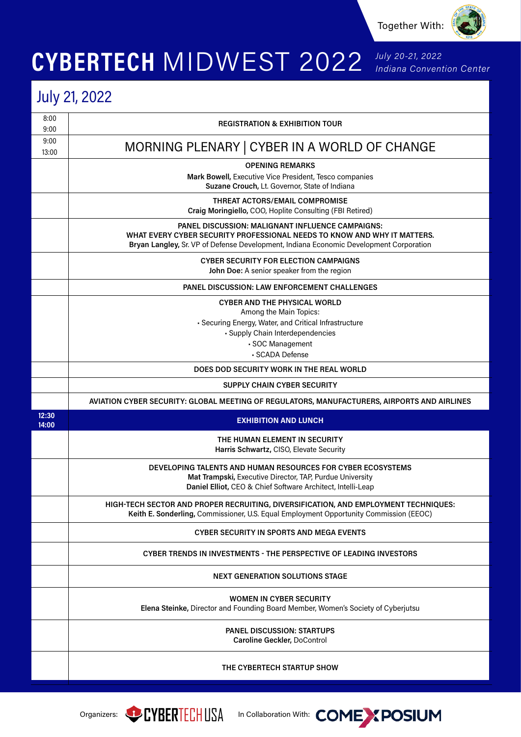Together With:

# CYBERTECH MIDWEST 2022

*July 20-21, 2022*
*Indiana Convention Center*

## July 21, 2022

| | |
|---|---|
| 8:00<br>9:00 | **REGISTRATION & EXHIBITION TOUR** |
| 9:00<br>13:00 | MORNING PLENARY \| CYBER IN A WORLD OF CHANGE |
| | **OPENING REMARKS**<br>**Mark Bowell,** Executive Vice President, Tesco companies<br>**Suzane Crouch,** Lt. Governor, State of Indiana |
| | **THREAT ACTORS/EMAIL COMPROMISE**<br>**Craig Moringiello,** COO, Hoplite Consulting (FBI Retired) |
| | **PANEL DISCUSSION: MALIGNANT INFLUENCE CAMPAIGNS: WHAT EVERY CYBER SECURITY PROFESSIONAL NEEDS TO KNOW AND WHY IT MATTERS.**<br>**Bryan Langley,** Sr. VP of Defense Development, Indiana Economic Development Corporation |
| | **CYBER SECURITY FOR ELECTION CAMPAIGNS**<br>**John Doe:** A senior speaker from the region |
| | **PANEL DISCUSSION: LAW ENFORCEMENT CHALLENGES** |
| | **CYBER AND THE PHYSICAL WORLD**<br>Among the Main Topics:<br>• Securing Energy, Water, and Critical Infrastructure<br>• Supply Chain Interdependencies<br>• SOC Management<br>• SCADA Defense |
| | **DOES DOD SECURITY WORK IN THE REAL WORLD** |
| | **SUPPLY CHAIN CYBER SECURITY** |
| | **AVIATION CYBER SECURITY: GLOBAL MEETING OF REGULATORS, MANUFACTURERS, AIRPORTS AND AIRLINES** |
| 12:30<br>14:00 | **EXHIBITION AND LUNCH** |
| | **THE HUMAN ELEMENT IN SECURITY**<br>**Harris Schwartz,** CISO, Elevate Security |
| | **DEVELOPING TALENTS AND HUMAN RESOURCES FOR CYBER ECOSYSTEMS**<br>**Mat Trampski,** Executive Director, TAP, Purdue University<br>**Daniel Elliot,** CEO & Chief Software Architect, Intelli-Leap |
| | **HIGH-TECH SECTOR AND PROPER RECRUITING, DIVERSIFICATION, AND EMPLOYMENT TECHNIQUES:**<br>**Keith E. Sonderling,** Commissioner, U.S. Equal Employment Opportunity Commission (EEOC) |
| | **CYBER SECURITY IN SPORTS AND MEGA EVENTS** |
| | **CYBER TRENDS IN INVESTMENTS - THE PERSPECTIVE OF LEADING INVESTORS** |
| | **NEXT GENERATION SOLUTIONS STAGE** |
| | **WOMEN IN CYBER SECURITY**<br>**Elena Steinke,** Director and Founding Board Member, Women's Society of Cyberjutsu |
| | **PANEL DISCUSSION: STARTUPS**<br>**Caroline Geckler,** DoControl |
| | **THE CYBERTECH STARTUP SHOW** |

Organizers: CYBERTECH USA In Collaboration With: COMEXPOSIUM